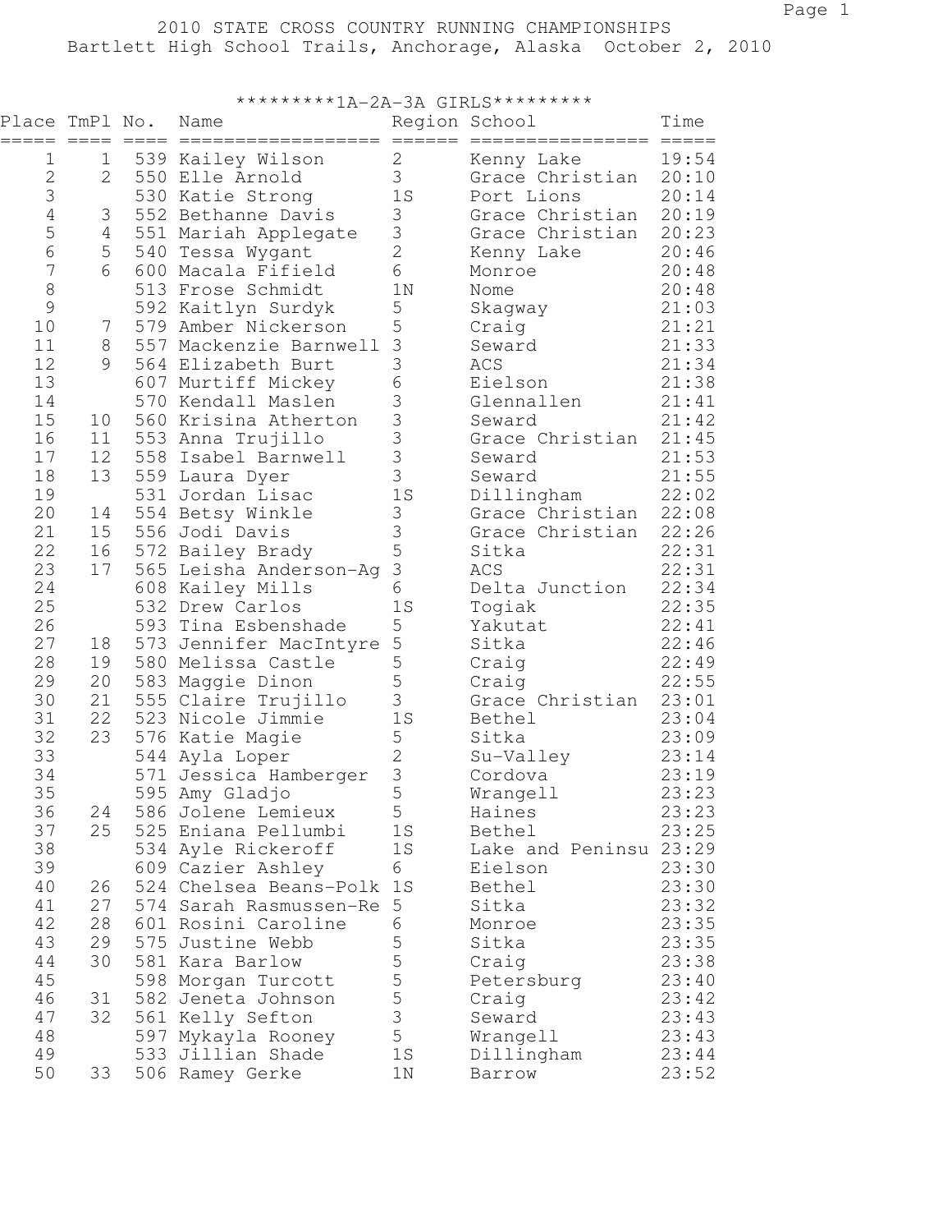# 2010 STATE CROSS COUNTRY RUNNING CHAMPIONSHIPS

Bartlett High School Trails, Anchorage, Alaska October 2, 2010

## *********1A-2A-3A GIRLS*********

| Place | TmPl | No. | Name | Region | School | Time |
|---|---|---|---|---|---|---|
| 1 | 1 | 539 | Kailey Wilson | 2 | Kenny Lake | 19:54 |
| 2 | 2 | 550 | Elle Arnold | 3 | Grace Christian | 20:10 |
| 3 | | 530 | Katie Strong | 1S | Port Lions | 20:14 |
| 4 | 3 | 552 | Bethanne Davis | 3 | Grace Christian | 20:19 |
| 5 | 4 | 551 | Mariah Applegate | 3 | Grace Christian | 20:23 |
| 6 | 5 | 540 | Tessa Wygant | 2 | Kenny Lake | 20:46 |
| 7 | 6 | 600 | Macala Fifield | 6 | Monroe | 20:48 |
| 8 | | 513 | Frose Schmidt | 1N | Nome | 20:48 |
| 9 | | 592 | Kaitlyn Surdyk | 5 | Skagway | 21:03 |
| 10 | 7 | 579 | Amber Nickerson | 5 | Craig | 21:21 |
| 11 | 8 | 557 | Mackenzie Barnwell | 3 | Seward | 21:33 |
| 12 | 9 | 564 | Elizabeth Burt | 3 | ACS | 21:34 |
| 13 | | 607 | Murtiff Mickey | 6 | Eielson | 21:38 |
| 14 | | 570 | Kendall Maslen | 3 | Glennallen | 21:41 |
| 15 | 10 | 560 | Krisina Atherton | 3 | Seward | 21:42 |
| 16 | 11 | 553 | Anna Trujillo | 3 | Grace Christian | 21:45 |
| 17 | 12 | 558 | Isabel Barnwell | 3 | Seward | 21:53 |
| 18 | 13 | 559 | Laura Dyer | 3 | Seward | 21:55 |
| 19 | | 531 | Jordan Lisac | 1S | Dillingham | 22:02 |
| 20 | 14 | 554 | Betsy Winkle | 3 | Grace Christian | 22:08 |
| 21 | 15 | 556 | Jodi Davis | 3 | Grace Christian | 22:26 |
| 22 | 16 | 572 | Bailey Brady | 5 | Sitka | 22:31 |
| 23 | 17 | 565 | Leisha Anderson-Ag | 3 | ACS | 22:31 |
| 24 | | 608 | Kailey Mills | 6 | Delta Junction | 22:34 |
| 25 | | 532 | Drew Carlos | 1S | Togiak | 22:35 |
| 26 | | 593 | Tina Esbenshade | 5 | Yakutat | 22:41 |
| 27 | 18 | 573 | Jennifer MacIntyre | 5 | Sitka | 22:46 |
| 28 | 19 | 580 | Melissa Castle | 5 | Craig | 22:49 |
| 29 | 20 | 583 | Maggie Dinon | 5 | Craig | 22:55 |
| 30 | 21 | 555 | Claire Trujillo | 3 | Grace Christian | 23:01 |
| 31 | 22 | 523 | Nicole Jimmie | 1S | Bethel | 23:04 |
| 32 | 23 | 576 | Katie Magie | 5 | Sitka | 23:09 |
| 33 | | 544 | Ayla Loper | 2 | Su-Valley | 23:14 |
| 34 | | 571 | Jessica Hamberger | 3 | Cordova | 23:19 |
| 35 | | 595 | Amy Gladjo | 5 | Wrangell | 23:23 |
| 36 | 24 | 586 | Jolene Lemieux | 5 | Haines | 23:23 |
| 37 | 25 | 525 | Eniana Pellumbi | 1S | Bethel | 23:25 |
| 38 | | 534 | Ayle Rickeroff | 1S | Lake and Peninsu | 23:29 |
| 39 | | 609 | Cazier Ashley | 6 | Eielson | 23:30 |
| 40 | 26 | 524 | Chelsea Beans-Polk | 1S | Bethel | 23:30 |
| 41 | 27 | 574 | Sarah Rasmussen-Re | 5 | Sitka | 23:32 |
| 42 | 28 | 601 | Rosini Caroline | 6 | Monroe | 23:35 |
| 43 | 29 | 575 | Justine Webb | 5 | Sitka | 23:35 |
| 44 | 30 | 581 | Kara Barlow | 5 | Craig | 23:38 |
| 45 | | 598 | Morgan Turcott | 5 | Petersburg | 23:40 |
| 46 | 31 | 582 | Jeneta Johnson | 5 | Craig | 23:42 |
| 47 | 32 | 561 | Kelly Sefton | 3 | Seward | 23:43 |
| 48 | | 597 | Mykayla Rooney | 5 | Wrangell | 23:43 |
| 49 | | 533 | Jillian Shade | 1S | Dillingham | 23:44 |
| 50 | 33 | 506 | Ramey Gerke | 1N | Barrow | 23:52 |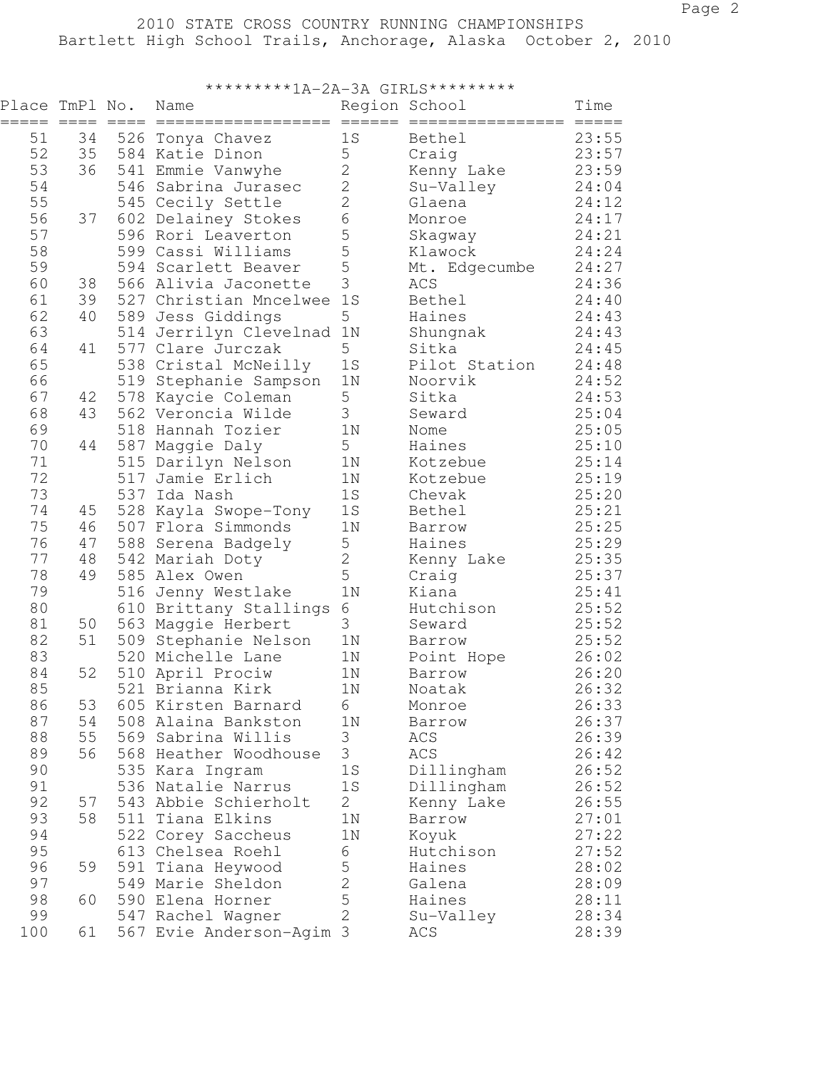# 2010 STATE CROSS COUNTRY RUNNING CHAMPIONSHIPS

Bartlett High School Trails, Anchorage, Alaska October 2, 2010

## *********1A-2A-3A GIRLS*********

| Place | TmPl | No. | Name | Region | School | Time |
|---|---|---|---|---|---|---|
| 51 | 34 | 526 | Tonya Chavez | 1S | Bethel | 23:55 |
| 52 | 35 | 584 | Katie Dinon | 5 | Craig | 23:57 |
| 53 | 36 | 541 | Emmie Vanwyhe | 2 | Kenny Lake | 23:59 |
| 54 | | 546 | Sabrina Jurasec | 2 | Su-Valley | 24:04 |
| 55 | | 545 | Cecily Settle | 2 | Glaena | 24:12 |
| 56 | 37 | 602 | Delainey Stokes | 6 | Monroe | 24:17 |
| 57 | | 596 | Rori Leaverton | 5 | Skagway | 24:21 |
| 58 | | 599 | Cassi Williams | 5 | Klawock | 24:24 |
| 59 | | 594 | Scarlett Beaver | 5 | Mt. Edgecumbe | 24:27 |
| 60 | 38 | 566 | Alivia Jaconette | 3 | ACS | 24:36 |
| 61 | 39 | 527 | Christian Mncelwee | 1S | Bethel | 24:40 |
| 62 | 40 | 589 | Jess Giddings | 5 | Haines | 24:43 |
| 63 | | 514 | Jerrilyn Clevelnad | 1N | Shungnak | 24:43 |
| 64 | 41 | 577 | Clare Jurczak | 5 | Sitka | 24:45 |
| 65 | | 538 | Cristal McNeilly | 1S | Pilot Station | 24:48 |
| 66 | | 519 | Stephanie Sampson | 1N | Noorvik | 24:52 |
| 67 | 42 | 578 | Kaycie Coleman | 5 | Sitka | 24:53 |
| 68 | 43 | 562 | Veroncia Wilde | 3 | Seward | 25:04 |
| 69 | | 518 | Hannah Tozier | 1N | Nome | 25:05 |
| 70 | 44 | 587 | Maggie Daly | 5 | Haines | 25:10 |
| 71 | | 515 | Darilyn Nelson | 1N | Kotzebue | 25:14 |
| 72 | | 517 | Jamie Erlich | 1N | Kotzebue | 25:19 |
| 73 | | 537 | Ida Nash | 1S | Chevak | 25:20 |
| 74 | 45 | 528 | Kayla Swope-Tony | 1S | Bethel | 25:21 |
| 75 | 46 | 507 | Flora Simmonds | 1N | Barrow | 25:25 |
| 76 | 47 | 588 | Serena Badgely | 5 | Haines | 25:29 |
| 77 | 48 | 542 | Mariah Doty | 2 | Kenny Lake | 25:35 |
| 78 | 49 | 585 | Alex Owen | 5 | Craig | 25:37 |
| 79 | | 516 | Jenny Westlake | 1N | Kiana | 25:41 |
| 80 | | 610 | Brittany Stallings | 6 | Hutchison | 25:52 |
| 81 | 50 | 563 | Maggie Herbert | 3 | Seward | 25:52 |
| 82 | 51 | 509 | Stephanie Nelson | 1N | Barrow | 25:52 |
| 83 | | 520 | Michelle Lane | 1N | Point Hope | 26:02 |
| 84 | 52 | 510 | April Prociw | 1N | Barrow | 26:20 |
| 85 | | 521 | Brianna Kirk | 1N | Noatak | 26:32 |
| 86 | 53 | 605 | Kirsten Barnard | 6 | Monroe | 26:33 |
| 87 | 54 | 508 | Alaina Bankston | 1N | Barrow | 26:37 |
| 88 | 55 | 569 | Sabrina Willis | 3 | ACS | 26:39 |
| 89 | 56 | 568 | Heather Woodhouse | 3 | ACS | 26:42 |
| 90 | | 535 | Kara Ingram | 1S | Dillingham | 26:52 |
| 91 | | 536 | Natalie Narrus | 1S | Dillingham | 26:52 |
| 92 | 57 | 543 | Abbie Schierholt | 2 | Kenny Lake | 26:55 |
| 93 | 58 | 511 | Tiana Elkins | 1N | Barrow | 27:01 |
| 94 | | 522 | Corey Saccheus | 1N | Koyuk | 27:22 |
| 95 | | 613 | Chelsea Roehl | 6 | Hutchison | 27:52 |
| 96 | 59 | 591 | Tiana Heywood | 5 | Haines | 28:02 |
| 97 | | 549 | Marie Sheldon | 2 | Galena | 28:09 |
| 98 | 60 | 590 | Elena Horner | 5 | Haines | 28:11 |
| 99 | | 547 | Rachel Wagner | 2 | Su-Valley | 28:34 |
| 100 | 61 | 567 | Evie Anderson-Agim | 3 | ACS | 28:39 |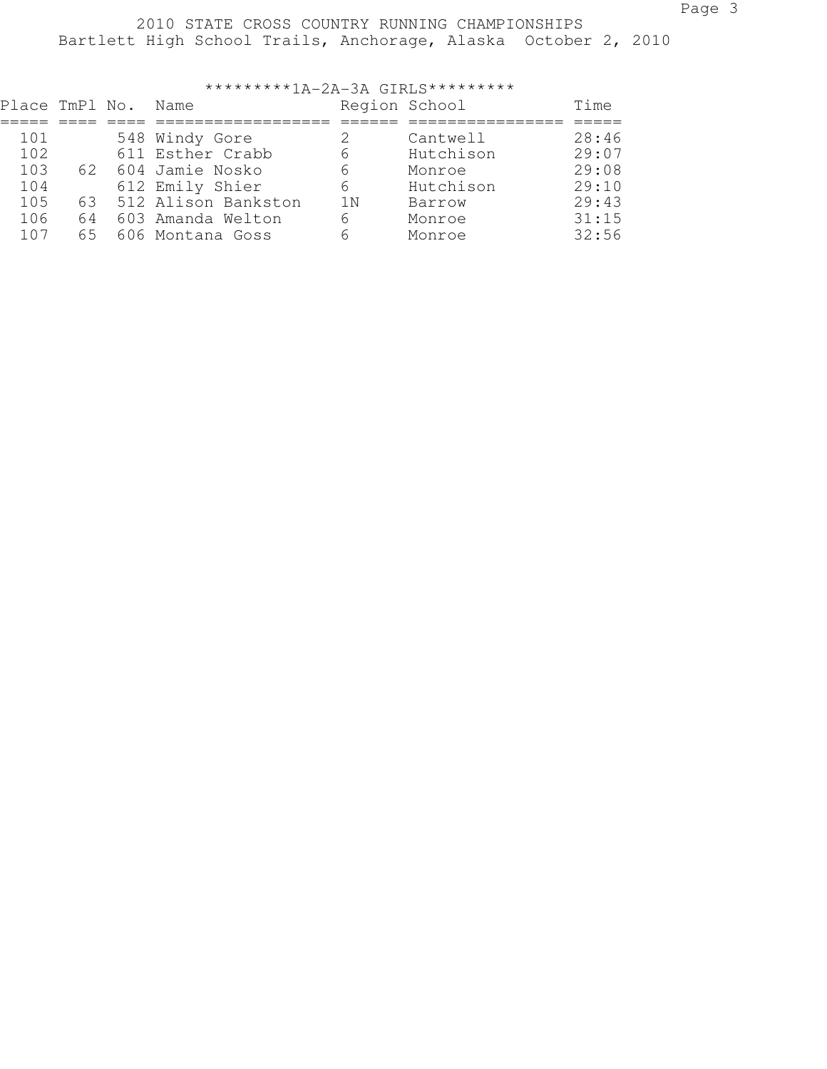2010 STATE CROSS COUNTRY RUNNING CHAMPIONSHIPS
Bartlett High School Trails, Anchorage, Alaska October 2, 2010

## *********1A-2A-3A GIRLS*********

| Place | TmPl | No. | Name | Region | School | Time |
|---|---|---|---|---|---|---|
| 101 | | 548 | Windy Gore | 2 | Cantwell | 28:46 |
| 102 | | 611 | Esther Crabb | 6 | Hutchison | 29:07 |
| 103 | 62 | 604 | Jamie Nosko | 6 | Monroe | 29:08 |
| 104 | | 612 | Emily Shier | 6 | Hutchison | 29:10 |
| 105 | 63 | 512 | Alison Bankston | 1N | Barrow | 29:43 |
| 106 | 64 | 603 | Amanda Welton | 6 | Monroe | 31:15 |
| 107 | 65 | 606 | Montana Goss | 6 | Monroe | 32:56 |